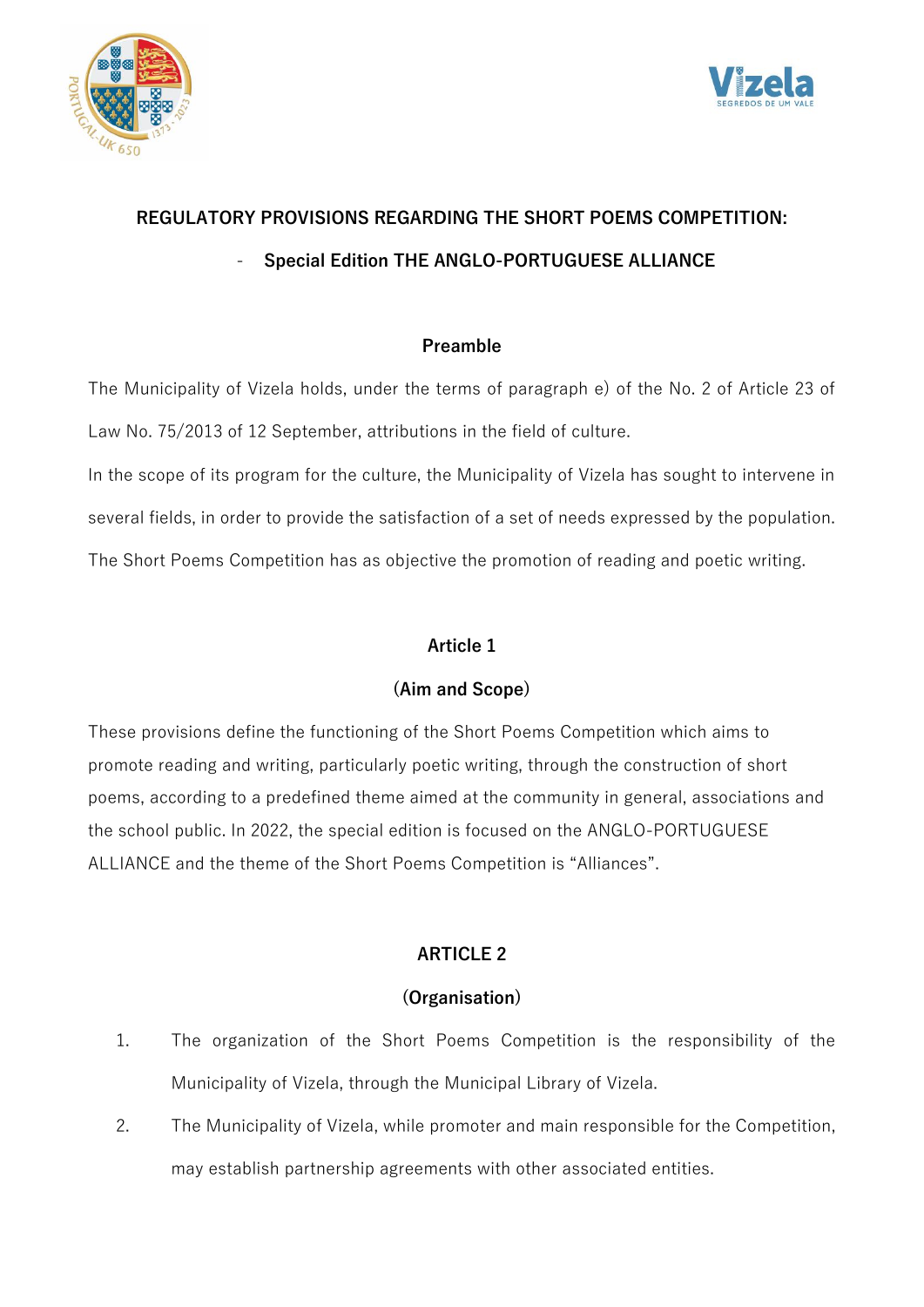# REGULATORY PROVISIONS REGARDING THE SHORT POEMS COMPETITION:

## - Special Edition THE ANGLO-PORTUGUESE ALLIANCE

### Preamble

The Municipality of Vizela holds, under the terms of paragraph e) of the No. 2 of Article 23 of Law No. 75/2013 of 12 September, attributions in the field of culture.

In the scope of its program for the culture, the Municipality of Vizela has sought to intervene in several fields, in order to provide the satisfaction of a set of needs expressed by the population.

The Short Poems Competition has as objective the promotion of reading and poetic writing.

### Article 1

### (Aim and Scope)

These provisions define the functioning of the Short Poems Competition which aims to promote reading and writing, particularly poetic writing, through the construction of short poems, according to a predefined theme aimed at the community in general, associations and the school public. In 2022, the special edition is focused on the ANGLO-PORTUGUESE ALLIANCE and the theme of the Short Poems Competition is "Alliances".

### ARTICLE 2

### (Organisation)

1. The organization of the Short Poems Competition is the responsibility of the Municipality of Vizela, through the Municipal Library of Vizela.
2. The Municipality of Vizela, while promoter and main responsible for the Competition, may establish partnership agreements with other associated entities.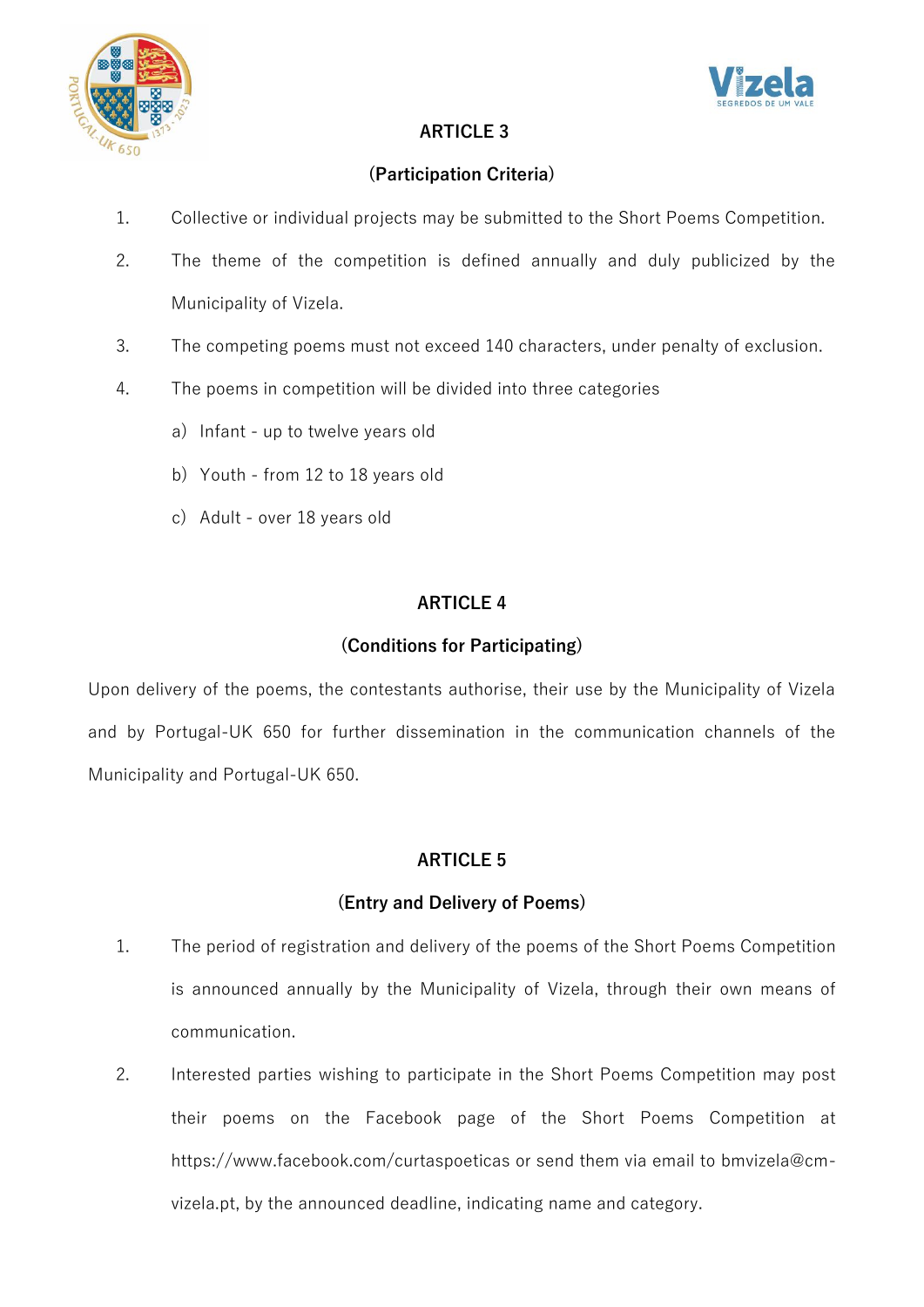## ARTICLE 3

**(Participation Criteria)**

1. Collective or individual projects may be submitted to the Short Poems Competition.
2. The theme of the competition is defined annually and duly publicized by the Municipality of Vizela.
3. The competing poems must not exceed 140 characters, under penalty of exclusion.
4. The poems in competition will be divided into three categories
   a) Infant - up to twelve years old
   b) Youth - from 12 to 18 years old
   c) Adult - over 18 years old

## ARTICLE 4

**(Conditions for Participating)**

Upon delivery of the poems, the contestants authorise, their use by the Municipality of Vizela and by Portugal-UK 650 for further dissemination in the communication channels of the Municipality and Portugal-UK 650.

## ARTICLE 5

**(Entry and Delivery of Poems)**

1. The period of registration and delivery of the poems of the Short Poems Competition is announced annually by the Municipality of Vizela, through their own means of communication.
2. Interested parties wishing to participate in the Short Poems Competition may post their poems on the Facebook page of the Short Poems Competition at https://www.facebook.com/curtaspoeticas or send them via email to bmvizela@cm-vizela.pt, by the announced deadline, indicating name and category.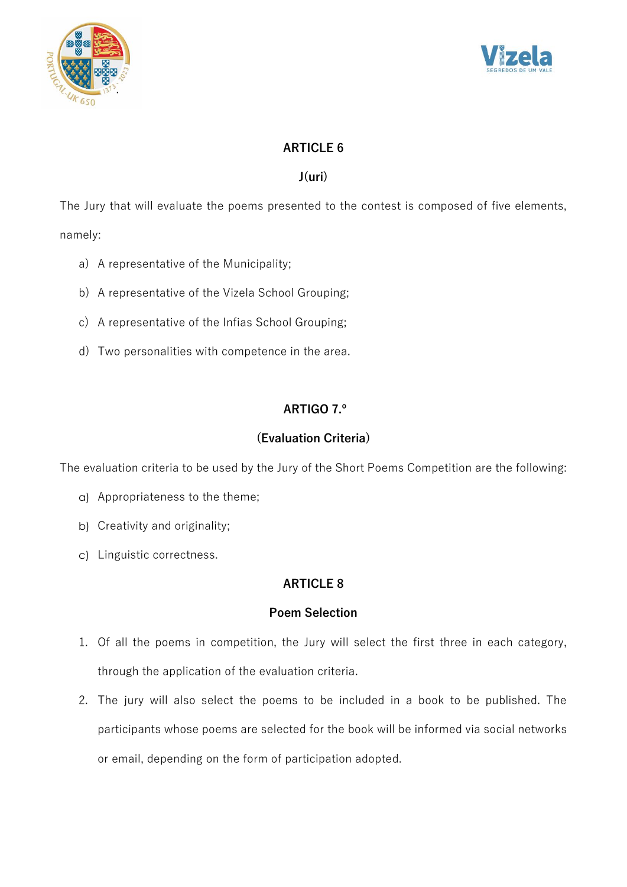## ARTICLE 6

### J(uri)

The Jury that will evaluate the poems presented to the contest is composed of five elements, namely:

a) A representative of the Municipality;

b) A representative of the Vizela School Grouping;

c) A representative of the Infias School Grouping;

d) Two personalities with competence in the area.

## ARTIGO 7.º

### (Evaluation Criteria)

The evaluation criteria to be used by the Jury of the Short Poems Competition are the following:

a) Appropriateness to the theme;

b) Creativity and originality;

c) Linguistic correctness.

## ARTICLE 8

### Poem Selection

1. Of all the poems in competition, the Jury will select the first three in each category, through the application of the evaluation criteria.
2. The jury will also select the poems to be included in a book to be published. The participants whose poems are selected for the book will be informed via social networks or email, depending on the form of participation adopted.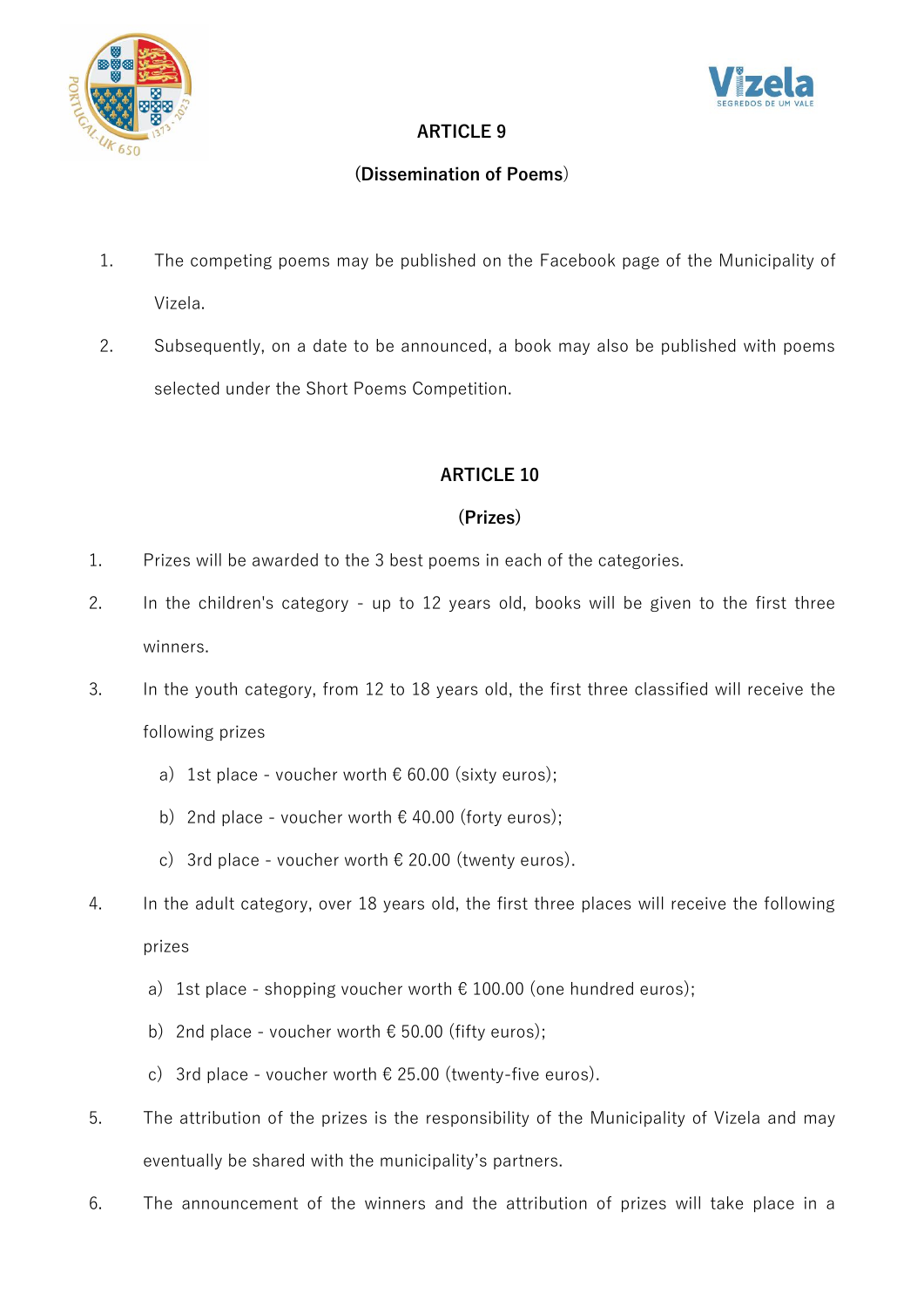## ARTICLE 9

### (Dissemination of Poems)

1. The competing poems may be published on the Facebook page of the Municipality of Vizela.
2. Subsequently, on a date to be announced, a book may also be published with poems selected under the Short Poems Competition.

## ARTICLE 10

### (Prizes)

1. Prizes will be awarded to the 3 best poems in each of the categories.
2. In the children's category - up to 12 years old, books will be given to the first three winners.
3. In the youth category, from 12 to 18 years old, the first three classified will receive the following prizes
   a) 1st place - voucher worth € 60.00 (sixty euros);
   b) 2nd place - voucher worth € 40.00 (forty euros);
   c) 3rd place - voucher worth € 20.00 (twenty euros).
4. In the adult category, over 18 years old, the first three places will receive the following prizes
   a) 1st place - shopping voucher worth € 100.00 (one hundred euros);
   b) 2nd place - voucher worth € 50.00 (fifty euros);
   c) 3rd place - voucher worth € 25.00 (twenty-five euros).
5. The attribution of the prizes is the responsibility of the Municipality of Vizela and may eventually be shared with the municipality's partners.
6. The announcement of the winners and the attribution of prizes will take place in a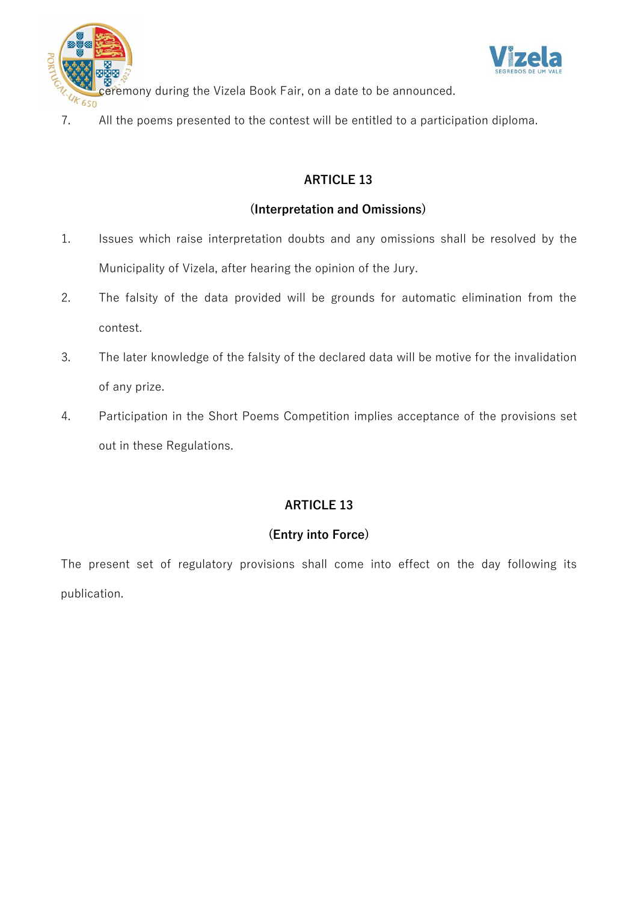ceremony during the Vizela Book Fair, on a date to be announced.

7. All the poems presented to the contest will be entitled to a participation diploma.

## ARTICLE 13

### (Interpretation and Omissions)

1. Issues which raise interpretation doubts and any omissions shall be resolved by the Municipality of Vizela, after hearing the opinion of the Jury.
2. The falsity of the data provided will be grounds for automatic elimination from the contest.
3. The later knowledge of the falsity of the declared data will be motive for the invalidation of any prize.
4. Participation in the Short Poems Competition implies acceptance of the provisions set out in these Regulations.

## ARTICLE 13

### (Entry into Force)

The present set of regulatory provisions shall come into effect on the day following its publication.